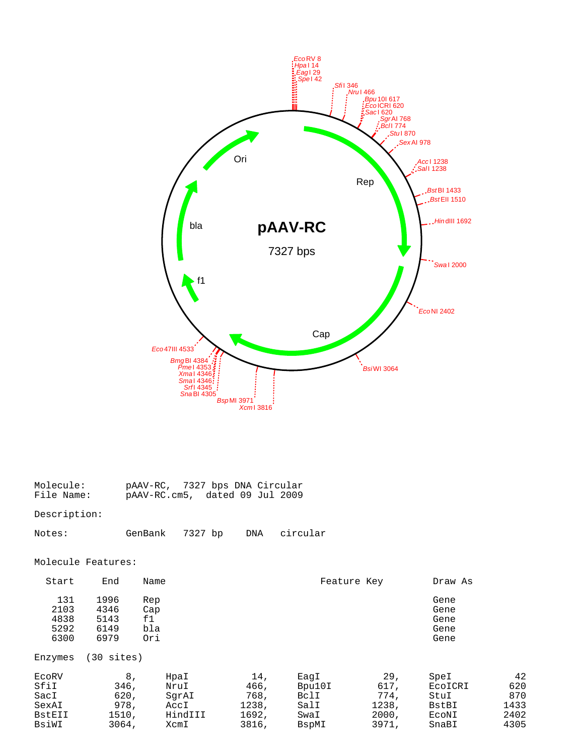# pAAV-RC

7327 bps

Ori

Rep

bla

f1

Cap

EcoRV 8
HpaI 14
EagI 29
SpeI 42
SfiI 346
NruI 466
Bpu10I 617
EcoICRI 620
SacI 620
SgrAI 768
BclI 774
StuI 870
SexAI 978
AccI 1238
SalI 1238
BstBI 1433
BstEII 1510
HindIII 1692
SwaI 2000
EcoNI 2402
BsiWI 3064
XcmI 3816
BspMI 3971
SnaBI 4305
SrfI 4345
SmaI 4346
XmaI 4346
PmeI 4353
BmgBI 4384
Eco47III 4533

```
Molecule:       pAAV-RC,  7327 bps DNA Circular
File Name:      pAAV-RC.cm5,  dated 09 Jul 2009

Description:

Notes:          GenBank   7327 bp    DNA   circular
```

Molecule Features:

| Start | End | Name | Feature Key | Draw As |
|---|---|---|---|---|
| 131 | 1996 | Rep | | Gene |
| 2103 | 4346 | Cap | | Gene |
| 4838 | 5143 | f1 | | Gene |
| 5292 | 6149 | bla | | Gene |
| 6300 | 6979 | Ori | | Gene |

Enzymes (30 sites)

| | | | | | | | |
|---|---|---|---|---|---|---|---|
| EcoRV | 8, | HpaI | 14, | EagI | 29, | SpeI | 42 |
| SfiI | 346, | NruI | 466, | Bpu10I | 617, | EcoICRI | 620 |
| SacI | 620, | SgrAI | 768, | BclI | 774, | StuI | 870 |
| SexAI | 978, | AccI | 1238, | SalI | 1238, | BstBI | 1433 |
| BstEII | 1510, | HindIII | 1692, | SwaI | 2000, | EcoNI | 2402 |
| BsiWI | 3064, | XcmI | 3816, | BspMI | 3971, | SnaBI | 4305 |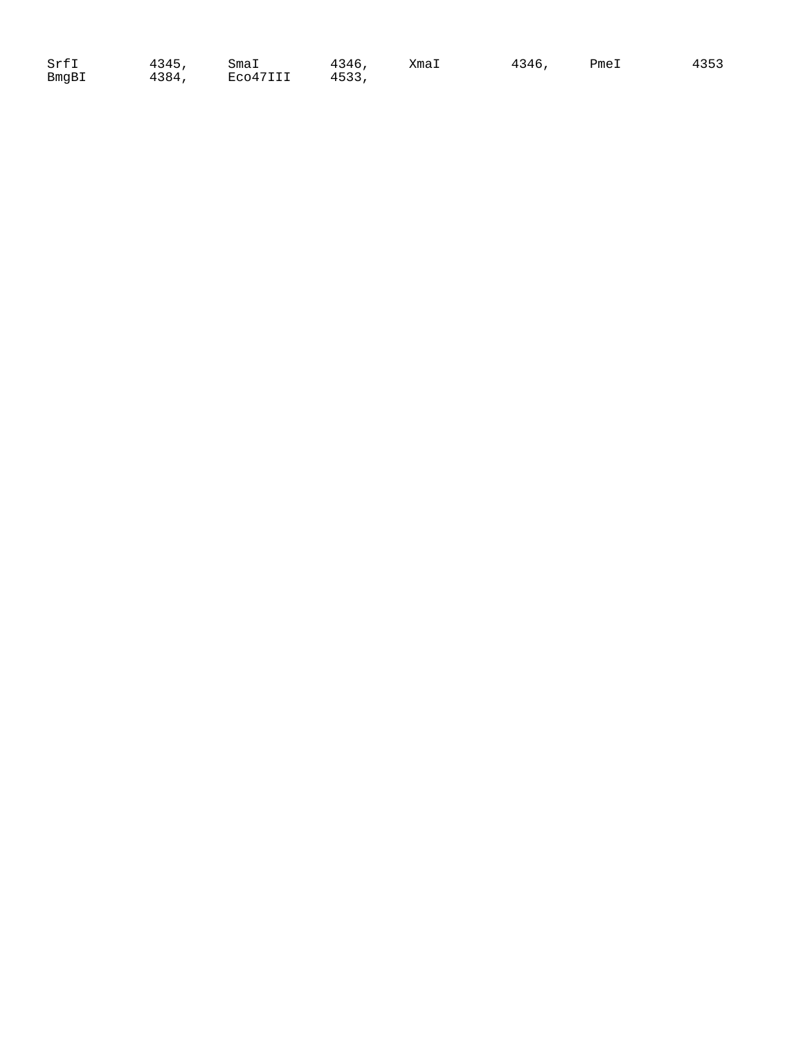```
SrfI        4345,    SmaI        4346,    XmaI        4346,    PmeI        4353
BmgBI       4384,    Eco47III    4533,
```